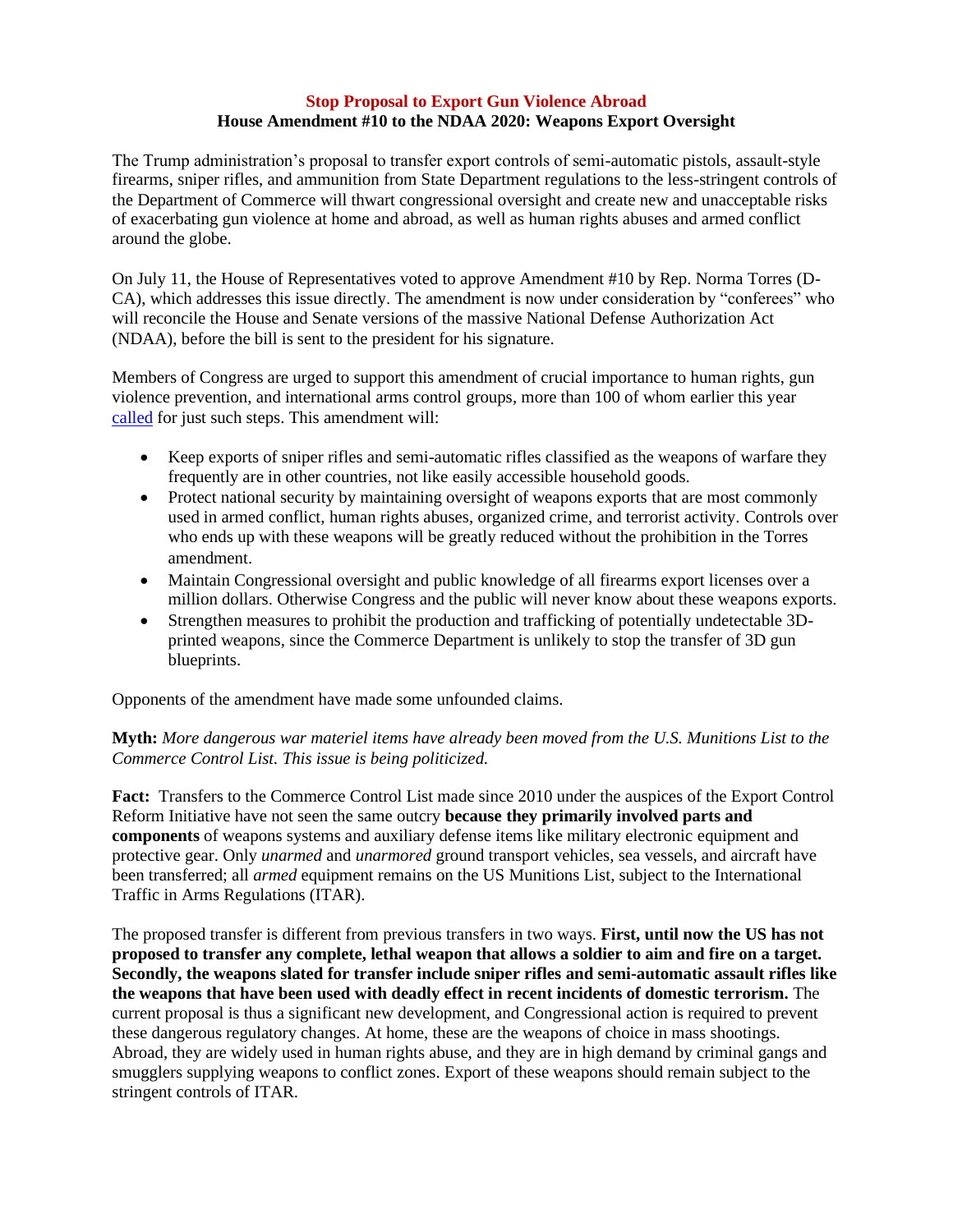# Stop Proposal to Export Gun Violence Abroad

## House Amendment #10 to the NDAA 2020: Weapons Export Oversight

The Trump administration's proposal to transfer export controls of semi-automatic pistols, assault-style firearms, sniper rifles, and ammunition from State Department regulations to the less-stringent controls of the Department of Commerce will thwart congressional oversight and create new and unacceptable risks of exacerbating gun violence at home and abroad, as well as human rights abuses and armed conflict around the globe.

On July 11, the House of Representatives voted to approve Amendment #10 by Rep. Norma Torres (D-CA), which addresses this issue directly. The amendment is now under consideration by "conferees" who will reconcile the House and Senate versions of the massive National Defense Authorization Act (NDAA), before the bill is sent to the president for his signature.

Members of Congress are urged to support this amendment of crucial importance to human rights, gun violence prevention, and international arms control groups, more than 100 of whom earlier this year called for just such steps. This amendment will:

- Keep exports of sniper rifles and semi-automatic rifles classified as the weapons of warfare they frequently are in other countries, not like easily accessible household goods.
- Protect national security by maintaining oversight of weapons exports that are most commonly used in armed conflict, human rights abuses, organized crime, and terrorist activity. Controls over who ends up with these weapons will be greatly reduced without the prohibition in the Torres amendment.
- Maintain Congressional oversight and public knowledge of all firearms export licenses over a million dollars. Otherwise Congress and the public will never know about these weapons exports.
- Strengthen measures to prohibit the production and trafficking of potentially undetectable 3D-printed weapons, since the Commerce Department is unlikely to stop the transfer of 3D gun blueprints.

Opponents of the amendment have made some unfounded claims.

**Myth:** *More dangerous war materiel items have already been moved from the U.S. Munitions List to the Commerce Control List. This issue is being politicized.*

**Fact:** Transfers to the Commerce Control List made since 2010 under the auspices of the Export Control Reform Initiative have not seen the same outcry **because they primarily involved parts and components** of weapons systems and auxiliary defense items like military electronic equipment and protective gear. Only *unarmed* and *unarmored* ground transport vehicles, sea vessels, and aircraft have been transferred; all *armed* equipment remains on the US Munitions List, subject to the International Traffic in Arms Regulations (ITAR).

The proposed transfer is different from previous transfers in two ways. **First, until now the US has not proposed to transfer any complete, lethal weapon that allows a soldier to aim and fire on a target. Secondly, the weapons slated for transfer include sniper rifles and semi-automatic assault rifles like the weapons that have been used with deadly effect in recent incidents of domestic terrorism.** The current proposal is thus a significant new development, and Congressional action is required to prevent these dangerous regulatory changes. At home, these are the weapons of choice in mass shootings. Abroad, they are widely used in human rights abuse, and they are in high demand by criminal gangs and smugglers supplying weapons to conflict zones. Export of these weapons should remain subject to the stringent controls of ITAR.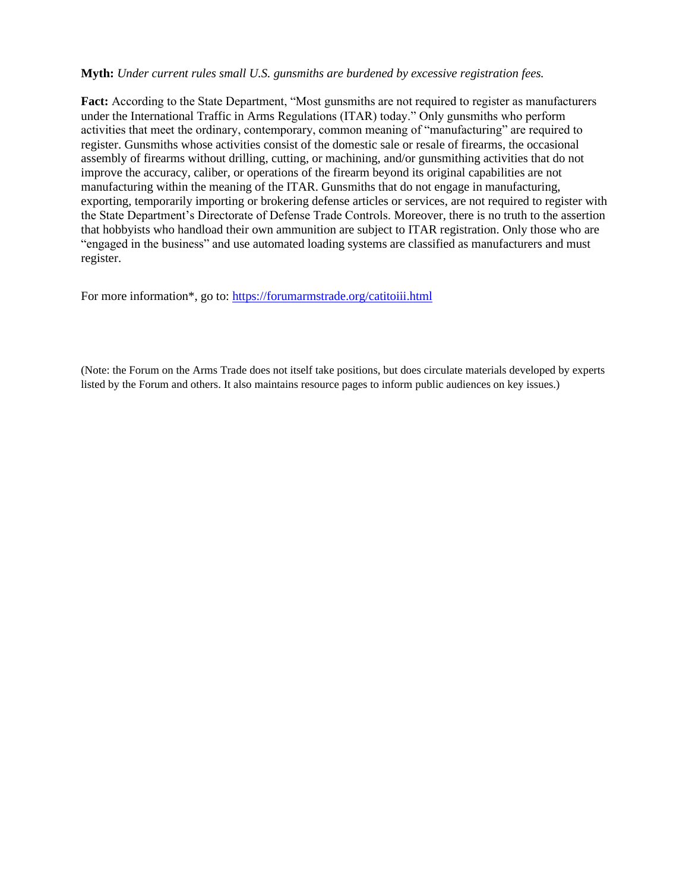**Myth:** *Under current rules small U.S. gunsmiths are burdened by excessive registration fees.*

**Fact:** According to the State Department, "Most gunsmiths are not required to register as manufacturers under the International Traffic in Arms Regulations (ITAR) today." Only gunsmiths who perform activities that meet the ordinary, contemporary, common meaning of "manufacturing" are required to register. Gunsmiths whose activities consist of the domestic sale or resale of firearms, the occasional assembly of firearms without drilling, cutting, or machining, and/or gunsmithing activities that do not improve the accuracy, caliber, or operations of the firearm beyond its original capabilities are not manufacturing within the meaning of the ITAR. Gunsmiths that do not engage in manufacturing, exporting, temporarily importing or brokering defense articles or services, are not required to register with the State Department's Directorate of Defense Trade Controls. Moreover, there is no truth to the assertion that hobbyists who handload their own ammunition are subject to ITAR registration. Only those who are "engaged in the business" and use automated loading systems are classified as manufacturers and must register.

For more information*, go to: [https://forumarmstrade.org/catitoiii.html](https://forumarmstrade.org/catitoiii.html)

(Note: the Forum on the Arms Trade does not itself take positions, but does circulate materials developed by experts listed by the Forum and others. It also maintains resource pages to inform public audiences on key issues.)